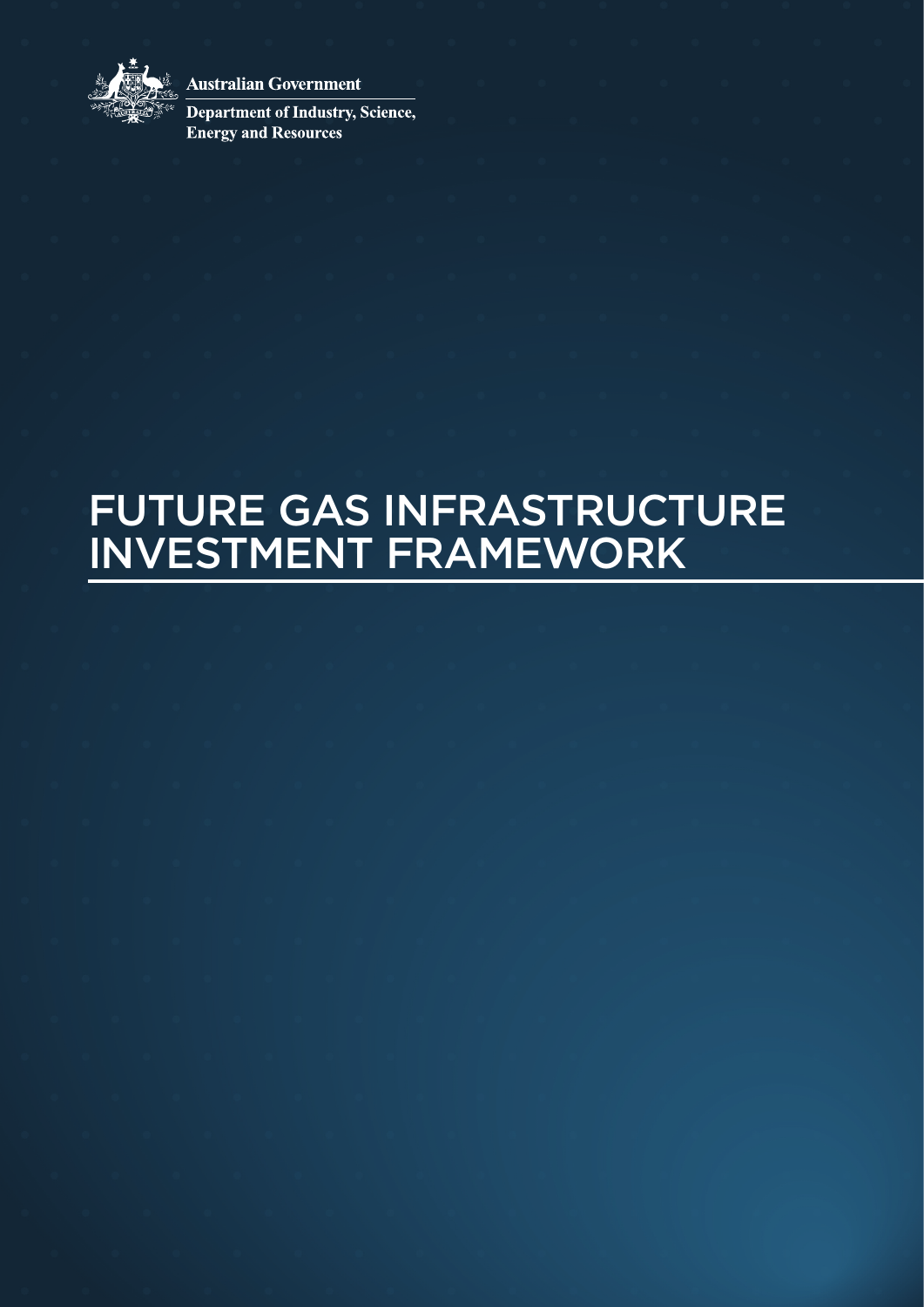Australian Government

Department of Industry, Science, Energy and Resources

# FUTURE GAS INFRASTRUCTURE INVESTMENT FRAMEWORK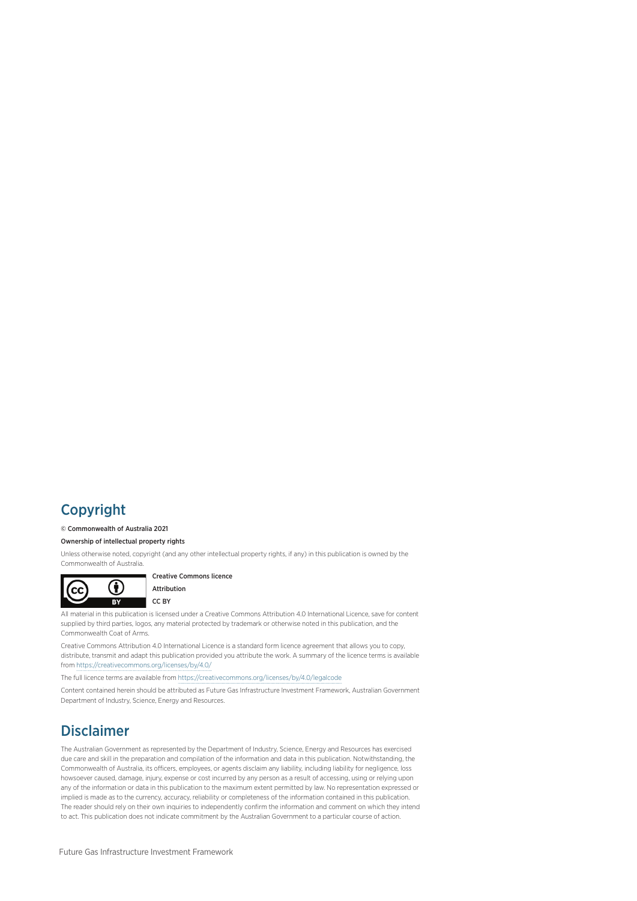## Copyright

© Commonwealth of Australia 2021

**Ownership of intellectual property rights**

Unless otherwise noted, copyright (and any other intellectual property rights, if any) in this publication is owned by the Commonwealth of Australia.

**Creative Commons licence**

**Attribution**

**CC BY**

All material in this publication is licensed under a Creative Commons Attribution 4.0 International Licence, save for content supplied by third parties, logos, any material protected by trademark or otherwise noted in this publication, and the Commonwealth Coat of Arms.

Creative Commons Attribution 4.0 International Licence is a standard form licence agreement that allows you to copy, distribute, transmit and adapt this publication provided you attribute the work. A summary of the licence terms is available from https://creativecommons.org/licenses/by/4.0/

The full licence terms are available from https://creativecommons.org/licenses/by/4.0/legalcode

Content contained herein should be attributed as Future Gas Infrastructure Investment Framework, Australian Government Department of Industry, Science, Energy and Resources.

## Disclaimer

The Australian Government as represented by the Department of Industry, Science, Energy and Resources has exercised due care and skill in the preparation and compilation of the information and data in this publication. Notwithstanding, the Commonwealth of Australia, its officers, employees, or agents disclaim any liability, including liability for negligence, loss howsoever caused, damage, injury, expense or cost incurred by any person as a result of accessing, using or relying upon any of the information or data in this publication to the maximum extent permitted by law. No representation expressed or implied is made as to the currency, accuracy, reliability or completeness of the information contained in this publication. The reader should rely on their own inquiries to independently confirm the information and comment on which they intend to act. This publication does not indicate commitment by the Australian Government to a particular course of action.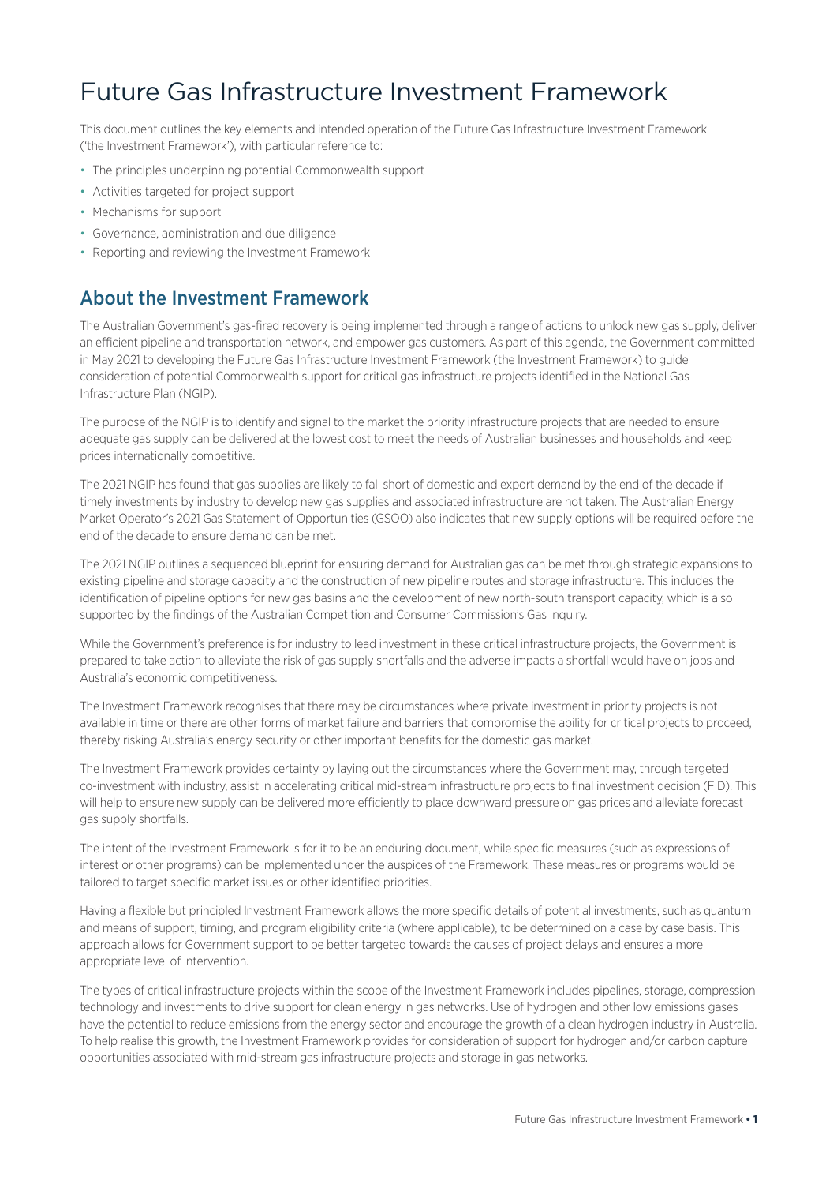# Future Gas Infrastructure Investment Framework

This document outlines the key elements and intended operation of the Future Gas Infrastructure Investment Framework ('the Investment Framework'), with particular reference to:

- The principles underpinning potential Commonwealth support
- Activities targeted for project support
- Mechanisms for support
- Governance, administration and due diligence
- Reporting and reviewing the Investment Framework

## About the Investment Framework

The Australian Government's gas-fired recovery is being implemented through a range of actions to unlock new gas supply, deliver an efficient pipeline and transportation network, and empower gas customers. As part of this agenda, the Government committed in May 2021 to developing the Future Gas Infrastructure Investment Framework (the Investment Framework) to guide consideration of potential Commonwealth support for critical gas infrastructure projects identified in the National Gas Infrastructure Plan (NGIP).

The purpose of the NGIP is to identify and signal to the market the priority infrastructure projects that are needed to ensure adequate gas supply can be delivered at the lowest cost to meet the needs of Australian businesses and households and keep prices internationally competitive.

The 2021 NGIP has found that gas supplies are likely to fall short of domestic and export demand by the end of the decade if timely investments by industry to develop new gas supplies and associated infrastructure are not taken. The Australian Energy Market Operator's 2021 Gas Statement of Opportunities (GSOO) also indicates that new supply options will be required before the end of the decade to ensure demand can be met.

The 2021 NGIP outlines a sequenced blueprint for ensuring demand for Australian gas can be met through strategic expansions to existing pipeline and storage capacity and the construction of new pipeline routes and storage infrastructure. This includes the identification of pipeline options for new gas basins and the development of new north-south transport capacity, which is also supported by the findings of the Australian Competition and Consumer Commission's Gas Inquiry.

While the Government's preference is for industry to lead investment in these critical infrastructure projects, the Government is prepared to take action to alleviate the risk of gas supply shortfalls and the adverse impacts a shortfall would have on jobs and Australia's economic competitiveness.

The Investment Framework recognises that there may be circumstances where private investment in priority projects is not available in time or there are other forms of market failure and barriers that compromise the ability for critical projects to proceed, thereby risking Australia's energy security or other important benefits for the domestic gas market.

The Investment Framework provides certainty by laying out the circumstances where the Government may, through targeted co-investment with industry, assist in accelerating critical mid-stream infrastructure projects to final investment decision (FID). This will help to ensure new supply can be delivered more efficiently to place downward pressure on gas prices and alleviate forecast gas supply shortfalls.

The intent of the Investment Framework is for it to be an enduring document, while specific measures (such as expressions of interest or other programs) can be implemented under the auspices of the Framework. These measures or programs would be tailored to target specific market issues or other identified priorities.

Having a flexible but principled Investment Framework allows the more specific details of potential investments, such as quantum and means of support, timing, and program eligibility criteria (where applicable), to be determined on a case by case basis. This approach allows for Government support to be better targeted towards the causes of project delays and ensures a more appropriate level of intervention.

The types of critical infrastructure projects within the scope of the Investment Framework includes pipelines, storage, compression technology and investments to drive support for clean energy in gas networks. Use of hydrogen and other low emissions gases have the potential to reduce emissions from the energy sector and encourage the growth of a clean hydrogen industry in Australia. To help realise this growth, the Investment Framework provides for consideration of support for hydrogen and/or carbon capture opportunities associated with mid-stream gas infrastructure projects and storage in gas networks.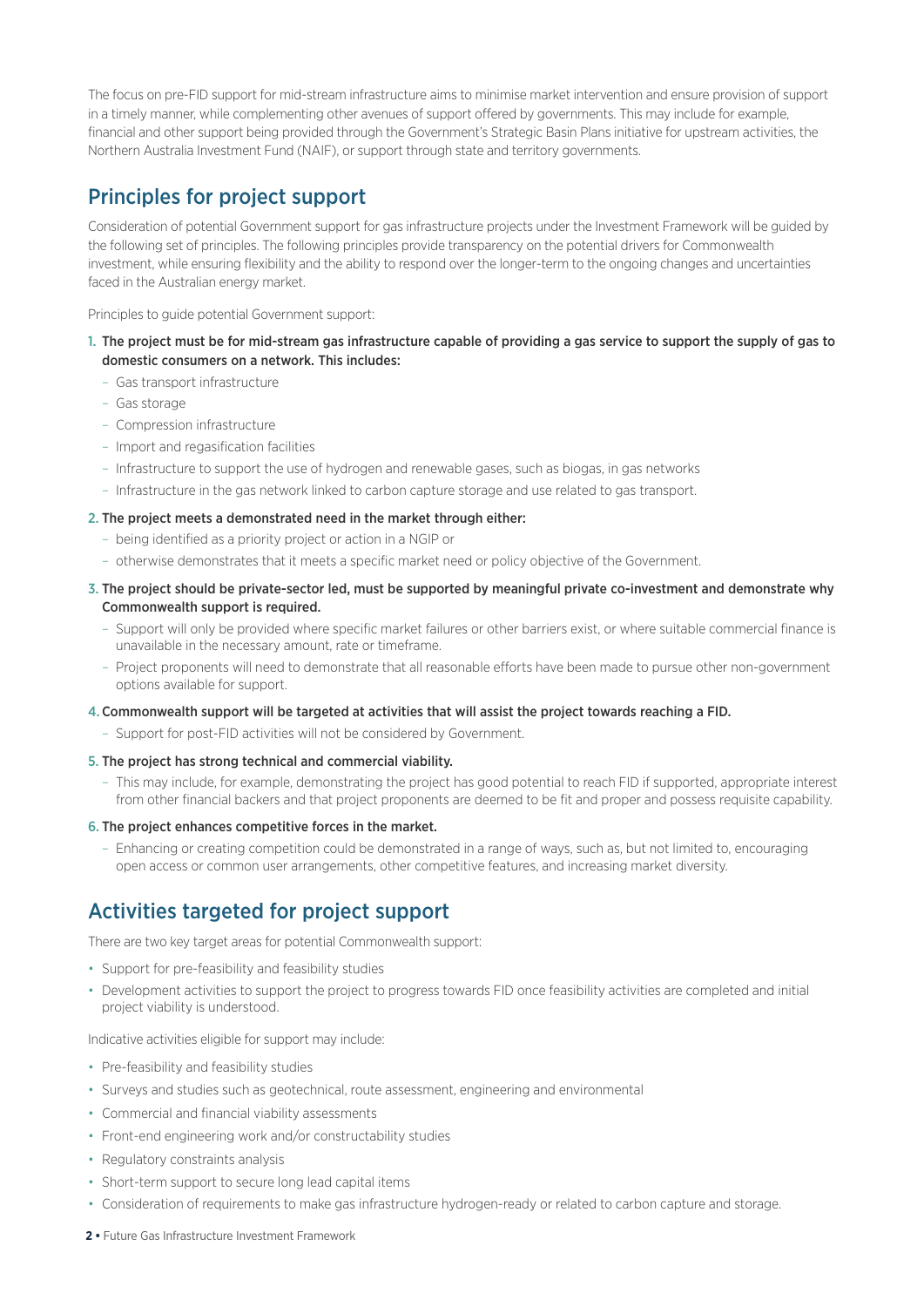The focus on pre-FID support for mid-stream infrastructure aims to minimise market intervention and ensure provision of support in a timely manner, while complementing other avenues of support offered by governments. This may include for example, financial and other support being provided through the Government's Strategic Basin Plans initiative for upstream activities, the Northern Australia Investment Fund (NAIF), or support through state and territory governments.

## Principles for project support

Consideration of potential Government support for gas infrastructure projects under the Investment Framework will be guided by the following set of principles. The following principles provide transparency on the potential drivers for Commonwealth investment, while ensuring flexibility and the ability to respond over the longer-term to the ongoing changes and uncertainties faced in the Australian energy market.

Principles to guide potential Government support:

1. **The project must be for mid-stream gas infrastructure capable of providing a gas service to support the supply of gas to domestic consumers on a network. This includes:**
   - Gas transport infrastructure
   - Gas storage
   - Compression infrastructure
   - Import and regasification facilities
   - Infrastructure to support the use of hydrogen and renewable gases, such as biogas, in gas networks
   - Infrastructure in the gas network linked to carbon capture storage and use related to gas transport.
2. **The project meets a demonstrated need in the market through either:**
   - being identified as a priority project or action in a NGIP or
   - otherwise demonstrates that it meets a specific market need or policy objective of the Government.
3. **The project should be private-sector led, must be supported by meaningful private co-investment and demonstrate why Commonwealth support is required.**
   - Support will only be provided where specific market failures or other barriers exist, or where suitable commercial finance is unavailable in the necessary amount, rate or timeframe.
   - Project proponents will need to demonstrate that all reasonable efforts have been made to pursue other non-government options available for support.
4. **Commonwealth support will be targeted at activities that will assist the project towards reaching a FID.**
   - Support for post-FID activities will not be considered by Government.
5. **The project has strong technical and commercial viability.**
   - This may include, for example, demonstrating the project has good potential to reach FID if supported, appropriate interest from other financial backers and that project proponents are deemed to be fit and proper and possess requisite capability.
6. **The project enhances competitive forces in the market.**
   - Enhancing or creating competition could be demonstrated in a range of ways, such as, but not limited to, encouraging open access or common user arrangements, other competitive features, and increasing market diversity.

## Activities targeted for project support

There are two key target areas for potential Commonwealth support:

- Support for pre-feasibility and feasibility studies
- Development activities to support the project to progress towards FID once feasibility activities are completed and initial project viability is understood.

Indicative activities eligible for support may include:

- Pre-feasibility and feasibility studies
- Surveys and studies such as geotechnical, route assessment, engineering and environmental
- Commercial and financial viability assessments
- Front-end engineering work and/or constructability studies
- Regulatory constraints analysis
- Short-term support to secure long lead capital items
- Consideration of requirements to make gas infrastructure hydrogen-ready or related to carbon capture and storage.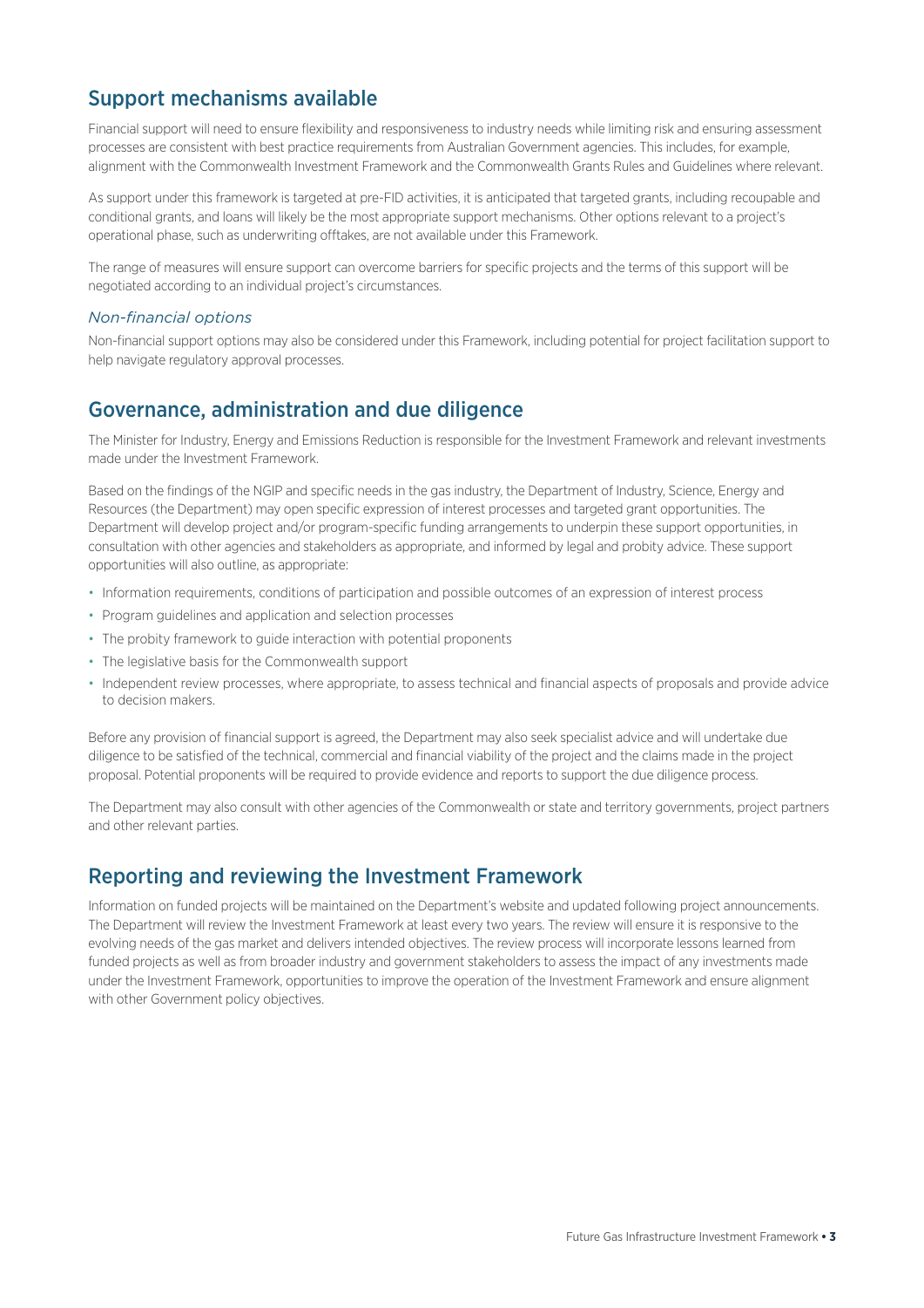## Support mechanisms available

Financial support will need to ensure flexibility and responsiveness to industry needs while limiting risk and ensuring assessment processes are consistent with best practice requirements from Australian Government agencies. This includes, for example, alignment with the Commonwealth Investment Framework and the Commonwealth Grants Rules and Guidelines where relevant.

As support under this framework is targeted at pre-FID activities, it is anticipated that targeted grants, including recoupable and conditional grants, and loans will likely be the most appropriate support mechanisms. Other options relevant to a project's operational phase, such as underwriting offtakes, are not available under this Framework.

The range of measures will ensure support can overcome barriers for specific projects and the terms of this support will be negotiated according to an individual project's circumstances.

### *Non-financial options*

Non-financial support options may also be considered under this Framework, including potential for project facilitation support to help navigate regulatory approval processes.

## Governance, administration and due diligence

The Minister for Industry, Energy and Emissions Reduction is responsible for the Investment Framework and relevant investments made under the Investment Framework.

Based on the findings of the NGIP and specific needs in the gas industry, the Department of Industry, Science, Energy and Resources (the Department) may open specific expression of interest processes and targeted grant opportunities. The Department will develop project and/or program-specific funding arrangements to underpin these support opportunities, in consultation with other agencies and stakeholders as appropriate, and informed by legal and probity advice. These support opportunities will also outline, as appropriate:

- Information requirements, conditions of participation and possible outcomes of an expression of interest process
- Program guidelines and application and selection processes
- The probity framework to guide interaction with potential proponents
- The legislative basis for the Commonwealth support
- Independent review processes, where appropriate, to assess technical and financial aspects of proposals and provide advice to decision makers.

Before any provision of financial support is agreed, the Department may also seek specialist advice and will undertake due diligence to be satisfied of the technical, commercial and financial viability of the project and the claims made in the project proposal. Potential proponents will be required to provide evidence and reports to support the due diligence process.

The Department may also consult with other agencies of the Commonwealth or state and territory governments, project partners and other relevant parties.

## Reporting and reviewing the Investment Framework

Information on funded projects will be maintained on the Department's website and updated following project announcements. The Department will review the Investment Framework at least every two years. The review will ensure it is responsive to the evolving needs of the gas market and delivers intended objectives. The review process will incorporate lessons learned from funded projects as well as from broader industry and government stakeholders to assess the impact of any investments made under the Investment Framework, opportunities to improve the operation of the Investment Framework and ensure alignment with other Government policy objectives.